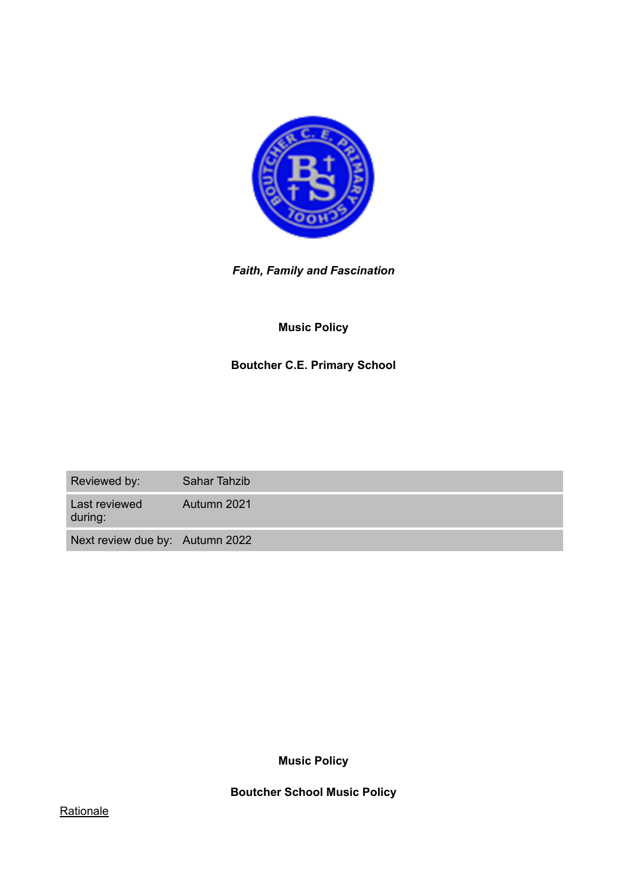*Faith, Family and Fascination*

**Music Policy**

**Boutcher C.E. Primary School**

| Reviewed by: | Sahar Tahzib |
| --- | --- |
| Last reviewed during: | Autumn 2021 |
| Next review due by: | Autumn 2022 |

**Music Policy**

**Boutcher School Music Policy**

<u>Rationale</u>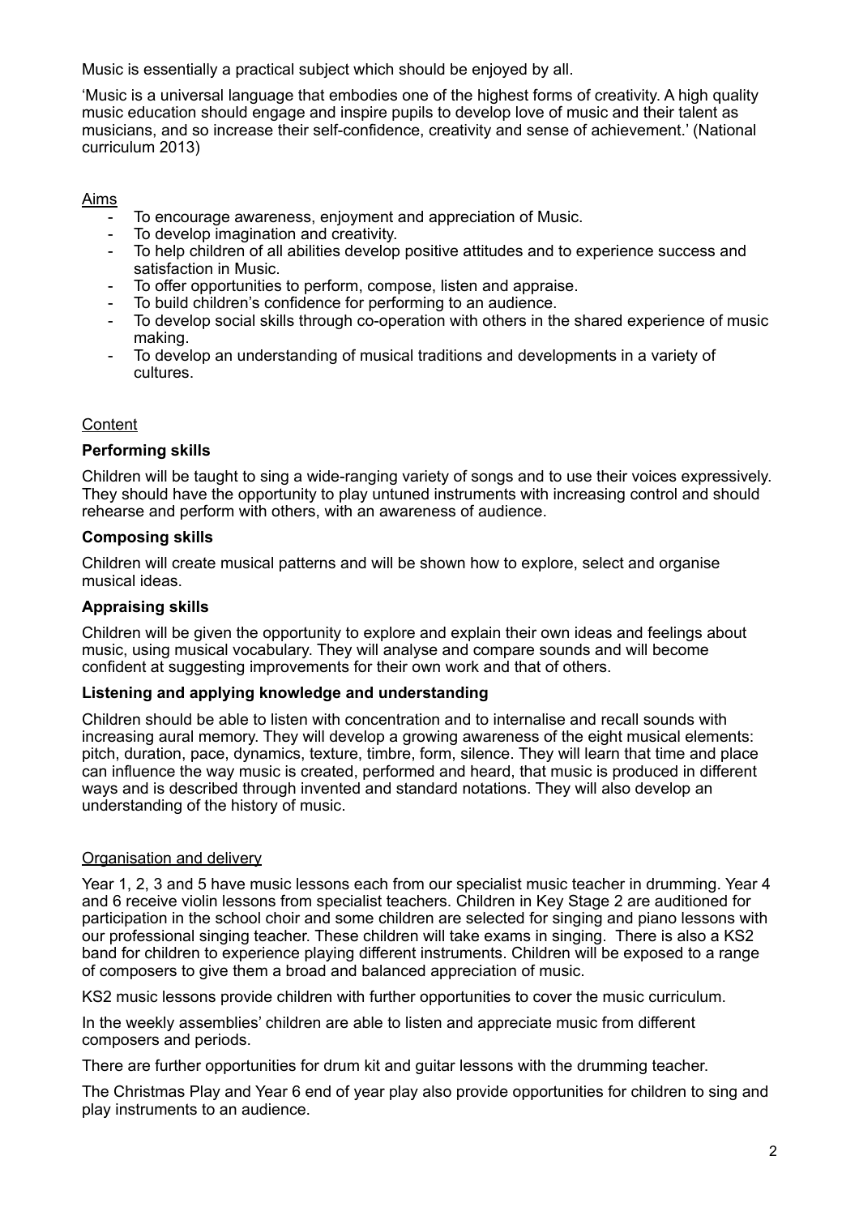Music is essentially a practical subject which should be enjoyed by all.

'Music is a universal language that embodies one of the highest forms of creativity. A high quality music education should engage and inspire pupils to develop love of music and their talent as musicians, and so increase their self-confidence, creativity and sense of achievement.' (National curriculum 2013)

<u>Aims</u>

- To encourage awareness, enjoyment and appreciation of Music.
- To develop imagination and creativity.
- To help children of all abilities develop positive attitudes and to experience success and satisfaction in Music.
- To offer opportunities to perform, compose, listen and appraise.
- To build children's confidence for performing to an audience.
- To develop social skills through co-operation with others in the shared experience of music making.
- To develop an understanding of musical traditions and developments in a variety of cultures.

<u>Content</u>

**Performing skills**

Children will be taught to sing a wide-ranging variety of songs and to use their voices expressively. They should have the opportunity to play untuned instruments with increasing control and should rehearse and perform with others, with an awareness of audience.

**Composing skills**

Children will create musical patterns and will be shown how to explore, select and organise musical ideas.

**Appraising skills**

Children will be given the opportunity to explore and explain their own ideas and feelings about music, using musical vocabulary. They will analyse and compare sounds and will become confident at suggesting improvements for their own work and that of others.

**Listening and applying knowledge and understanding**

Children should be able to listen with concentration and to internalise and recall sounds with increasing aural memory. They will develop a growing awareness of the eight musical elements: pitch, duration, pace, dynamics, texture, timbre, form, silence. They will learn that time and place can influence the way music is created, performed and heard, that music is produced in different ways and is described through invented and standard notations. They will also develop an understanding of the history of music.

<u>Organisation and delivery</u>

Year 1, 2, 3 and 5 have music lessons each from our specialist music teacher in drumming. Year 4 and 6 receive violin lessons from specialist teachers. Children in Key Stage 2 are auditioned for participation in the school choir and some children are selected for singing and piano lessons with our professional singing teacher. These children will take exams in singing. There is also a KS2 band for children to experience playing different instruments. Children will be exposed to a range of composers to give them a broad and balanced appreciation of music.

KS2 music lessons provide children with further opportunities to cover the music curriculum.

In the weekly assemblies' children are able to listen and appreciate music from different composers and periods.

There are further opportunities for drum kit and guitar lessons with the drumming teacher.

The Christmas Play and Year 6 end of year play also provide opportunities for children to sing and play instruments to an audience.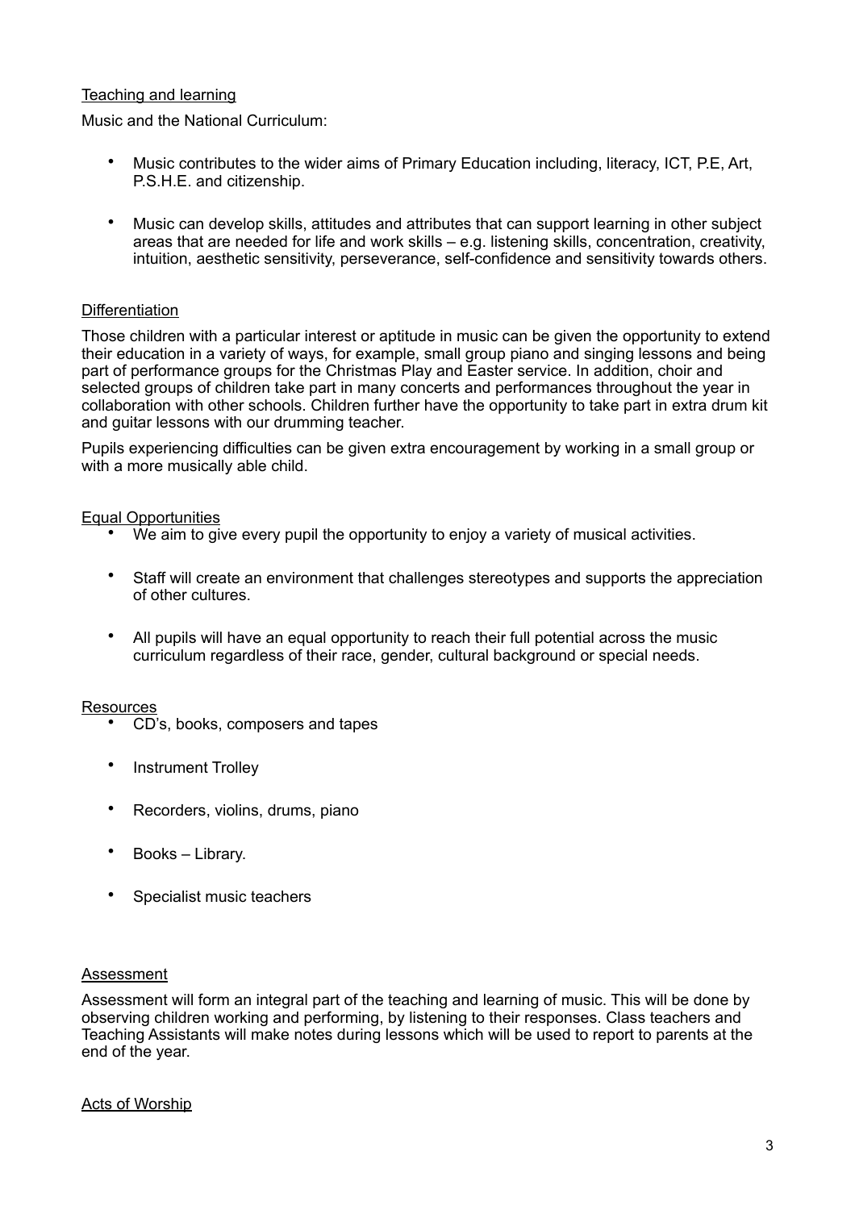## Teaching and learning

Music and the National Curriculum:

- Music contributes to the wider aims of Primary Education including, literacy, ICT, P.E, Art, P.S.H.E. and citizenship.
- Music can develop skills, attitudes and attributes that can support learning in other subject areas that are needed for life and work skills – e.g. listening skills, concentration, creativity, intuition, aesthetic sensitivity, perseverance, self-confidence and sensitivity towards others.

## Differentiation

Those children with a particular interest or aptitude in music can be given the opportunity to extend their education in a variety of ways, for example, small group piano and singing lessons and being part of performance groups for the Christmas Play and Easter service. In addition, choir and selected groups of children take part in many concerts and performances throughout the year in collaboration with other schools. Children further have the opportunity to take part in extra drum kit and guitar lessons with our drumming teacher.

Pupils experiencing difficulties can be given extra encouragement by working in a small group or with a more musically able child.

## Equal Opportunities

- We aim to give every pupil the opportunity to enjoy a variety of musical activities.
- Staff will create an environment that challenges stereotypes and supports the appreciation of other cultures.
- All pupils will have an equal opportunity to reach their full potential across the music curriculum regardless of their race, gender, cultural background or special needs.

## Resources

- CD's, books, composers and tapes
- Instrument Trolley
- Recorders, violins, drums, piano
- Books – Library.
- Specialist music teachers

## Assessment

Assessment will form an integral part of the teaching and learning of music. This will be done by observing children working and performing, by listening to their responses. Class teachers and Teaching Assistants will make notes during lessons which will be used to report to parents at the end of the year.

## Acts of Worship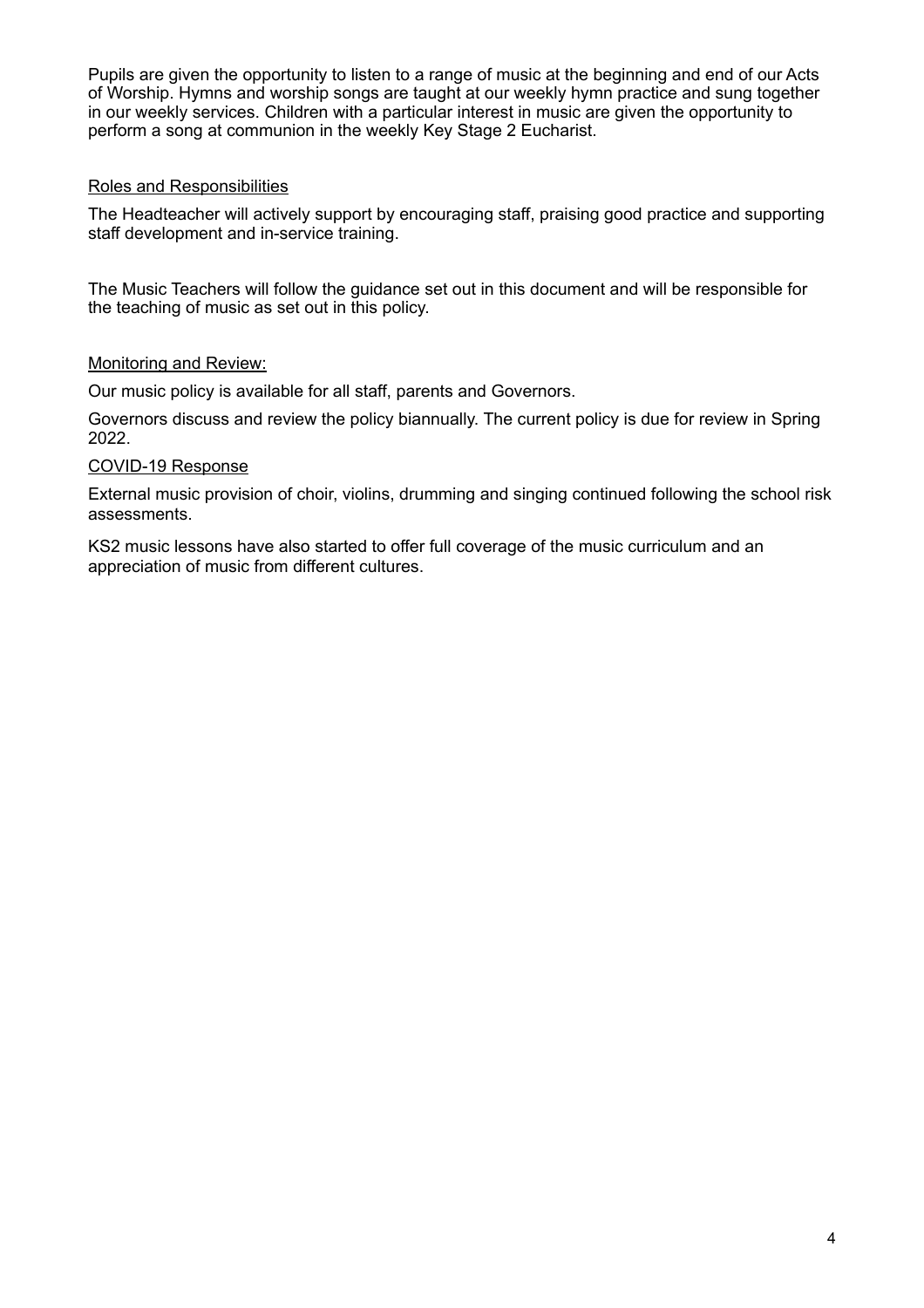Pupils are given the opportunity to listen to a range of music at the beginning and end of our Acts of Worship. Hymns and worship songs are taught at our weekly hymn practice and sung together in our weekly services. Children with a particular interest in music are given the opportunity to perform a song at communion in the weekly Key Stage 2 Eucharist.

<u>Roles and Responsibilities</u>

The Headteacher will actively support by encouraging staff, praising good practice and supporting staff development and in-service training.

The Music Teachers will follow the guidance set out in this document and will be responsible for the teaching of music as set out in this policy.

<u>Monitoring and Review:</u>

Our music policy is available for all staff, parents and Governors.

Governors discuss and review the policy biannually. The current policy is due for review in Spring 2022.

<u>COVID-19 Response</u>

External music provision of choir, violins, drumming and singing continued following the school risk assessments.

KS2 music lessons have also started to offer full coverage of the music curriculum and an appreciation of music from different cultures.